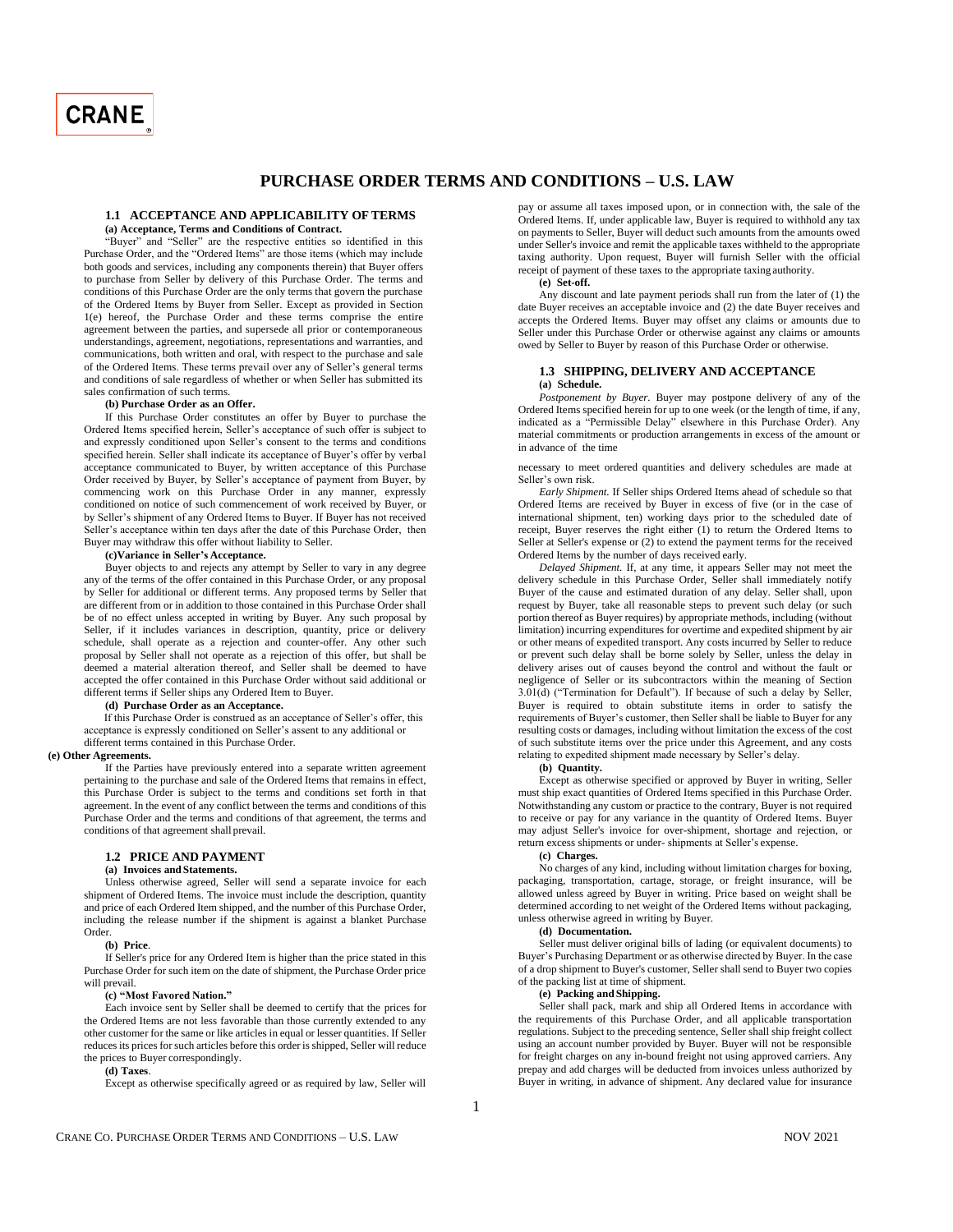CRANE

# PURCHASE ORDER TERMS AND CONDITIONS – U.S. LAW

## 1.1 ACCEPTANCE AND APPLICABILITY OF TERMS

**(a) Acceptance, Terms and Conditions of Contract.**

"Buyer" and "Seller" are the respective entities so identified in this Purchase Order, and the "Ordered Items" are those items (which may include both goods and services, including any components therein) that Buyer offers to purchase from Seller by delivery of this Purchase Order. The terms and conditions of this Purchase Order are the only terms that govern the purchase of the Ordered Items by Buyer from Seller. Except as provided in Section 1(e) hereof, the Purchase Order and these terms comprise the entire agreement between the parties, and supersede all prior or contemporaneous understandings, agreement, negotiations, representations and warranties, and communications, both written and oral, with respect to the purchase and sale of the Ordered Items. These terms prevail over any of Seller's general terms and conditions of sale regardless of whether or when Seller has submitted its sales confirmation of such terms.

**(b) Purchase Order as an Offer.**

If this Purchase Order constitutes an offer by Buyer to purchase the Ordered Items specified herein, Seller's acceptance of such offer is subject to and expressly conditioned upon Seller's consent to the terms and conditions specified herein. Seller shall indicate its acceptance of Buyer's offer by verbal acceptance communicated to Buyer, by written acceptance of this Purchase Order received by Buyer, by Seller's acceptance of payment from Buyer, by commencing work on this Purchase Order in any manner, expressly conditioned on notice of such commencement of work received by Buyer, or by Seller's shipment of any Ordered Items to Buyer. If Buyer has not received Seller's acceptance within ten days after the date of this Purchase Order, then Buyer may withdraw this offer without liability to Seller.

**(c)Variance in Seller's Acceptance.**

Buyer objects to and rejects any attempt by Seller to vary in any degree any of the terms of the offer contained in this Purchase Order, or any proposal by Seller for additional or different terms. Any proposed terms by Seller that are different from or in addition to those contained in this Purchase Order shall be of no effect unless accepted in writing by Buyer. Any such proposal by Seller, if it includes variances in description, quantity, price or delivery schedule, shall operate as a rejection and counter-offer. Any other such proposal by Seller shall not operate as a rejection of this offer, but shall be deemed a material alteration thereof, and Seller shall be deemed to have accepted the offer contained in this Purchase Order without said additional or different terms if Seller ships any Ordered Item to Buyer.

**(d) Purchase Order as an Acceptance.**

If this Purchase Order is construed as an acceptance of Seller's offer, this acceptance is expressly conditioned on Seller's assent to any additional or different terms contained in this Purchase Order.

**(e) Other Agreements.**

If the Parties have previously entered into a separate written agreement pertaining to the purchase and sale of the Ordered Items that remains in effect, this Purchase Order is subject to the terms and conditions set forth in that agreement. In the event of any conflict between the terms and conditions of this Purchase Order and the terms and conditions of that agreement, the terms and conditions of that agreement shall prevail.

## 1.2 PRICE AND PAYMENT

**(a) Invoices and Statements.**

Unless otherwise agreed, Seller will send a separate invoice for each shipment of Ordered Items. The invoice must include the description, quantity and price of each Ordered Item shipped, and the number of this Purchase Order, including the release number if the shipment is against a blanket Purchase Order.

**(b) Price**.

If Seller's price for any Ordered Item is higher than the price stated in this Purchase Order for such item on the date of shipment, the Purchase Order price will prevail.

**(c) "Most Favored Nation."**

Each invoice sent by Seller shall be deemed to certify that the prices for the Ordered Items are not less favorable than those currently extended to any other customer for the same or like articles in equal or lesser quantities. If Seller reduces its prices for such articles before this order is shipped, Seller will reduce the prices to Buyer correspondingly.

**(d) Taxes**.

Except as otherwise specifically agreed or as required by law, Seller will pay or assume all taxes imposed upon, or in connection with, the sale of the Ordered Items. If, under applicable law, Buyer is required to withhold any tax on payments to Seller, Buyer will deduct such amounts from the amounts owed under Seller's invoice and remit the applicable taxes withheld to the appropriate taxing authority. Upon request, Buyer will furnish Seller with the official receipt of payment of these taxes to the appropriate taxing authority.

**(e) Set-off.**

Any discount and late payment periods shall run from the later of (1) the date Buyer receives an acceptable invoice and (2) the date Buyer receives and accepts the Ordered Items. Buyer may offset any claims or amounts due to Seller under this Purchase Order or otherwise against any claims or amounts owed by Seller to Buyer by reason of this Purchase Order or otherwise.

## 1.3 SHIPPING, DELIVERY AND ACCEPTANCE

**(a) Schedule.**

*Postponement by Buyer*. Buyer may postpone delivery of any of the Ordered Items specified herein for up to one week (or the length of time, if any, indicated as a "Permissible Delay" elsewhere in this Purchase Order). Any material commitments or production arrangements in excess of the amount or in advance of the time necessary to meet ordered quantities and delivery schedules are made at Seller's own risk.

*Early Shipment.* If Seller ships Ordered Items ahead of schedule so that Ordered Items are received by Buyer in excess of five (or in the case of international shipment, ten) working days prior to the scheduled date of receipt, Buyer reserves the right either (1) to return the Ordered Items to Seller at Seller's expense or (2) to extend the payment terms for the received Ordered Items by the number of days received early.

*Delayed Shipment.* If, at any time, it appears Seller may not meet the delivery schedule in this Purchase Order, Seller shall immediately notify Buyer of the cause and estimated duration of any delay. Seller shall, upon request by Buyer, take all reasonable steps to prevent such delay (or such portion thereof as Buyer requires) by appropriate methods, including (without limitation) incurring expenditures for overtime and expedited shipment by air or other means of expedited transport. Any costs incurred by Seller to reduce or prevent such delay shall be borne solely by Seller, unless the delay in delivery arises out of causes beyond the control and without the fault or negligence of Seller or its subcontractors within the meaning of Section 3.01(d) ("Termination for Default"). If because of such a delay by Seller, Buyer is required to obtain substitute items in order to satisfy the requirements of Buyer's customer, then Seller shall be liable to Buyer for any resulting costs or damages, including without limitation the excess of the cost of such substitute items over the price under this Agreement, and any costs relating to expedited shipment made necessary by Seller's delay.

**(b) Quantity.**

Except as otherwise specified or approved by Buyer in writing, Seller must ship exact quantities of Ordered Items specified in this Purchase Order. Notwithstanding any custom or practice to the contrary, Buyer is not required to receive or pay for any variance in the quantity of Ordered Items. Buyer may adjust Seller's invoice for over-shipment, shortage and rejection, or return excess shipments or under- shipments at Seller's expense.

**(c) Charges.**

No charges of any kind, including without limitation charges for boxing, packaging, transportation, cartage, storage, or freight insurance, will be allowed unless agreed by Buyer in writing. Price based on weight shall be determined according to net weight of the Ordered Items without packaging, unless otherwise agreed in writing by Buyer.

**(d) Documentation.**

Seller must deliver original bills of lading (or equivalent documents) to Buyer's Purchasing Department or as otherwise directed by Buyer. In the case of a drop shipment to Buyer's customer, Seller shall send to Buyer two copies of the packing list at time of shipment.

**(e) Packing and Shipping.**

Seller shall pack, mark and ship all Ordered Items in accordance with the requirements of this Purchase Order, and all applicable transportation regulations. Subject to the preceding sentence, Seller shall ship freight collect using an account number provided by Buyer. Buyer will not be responsible for freight charges on any in-bound freight not using approved carriers. Any prepay and add charges will be deducted from invoices unless authorized by Buyer in writing, in advance of shipment. Any declared value for insurance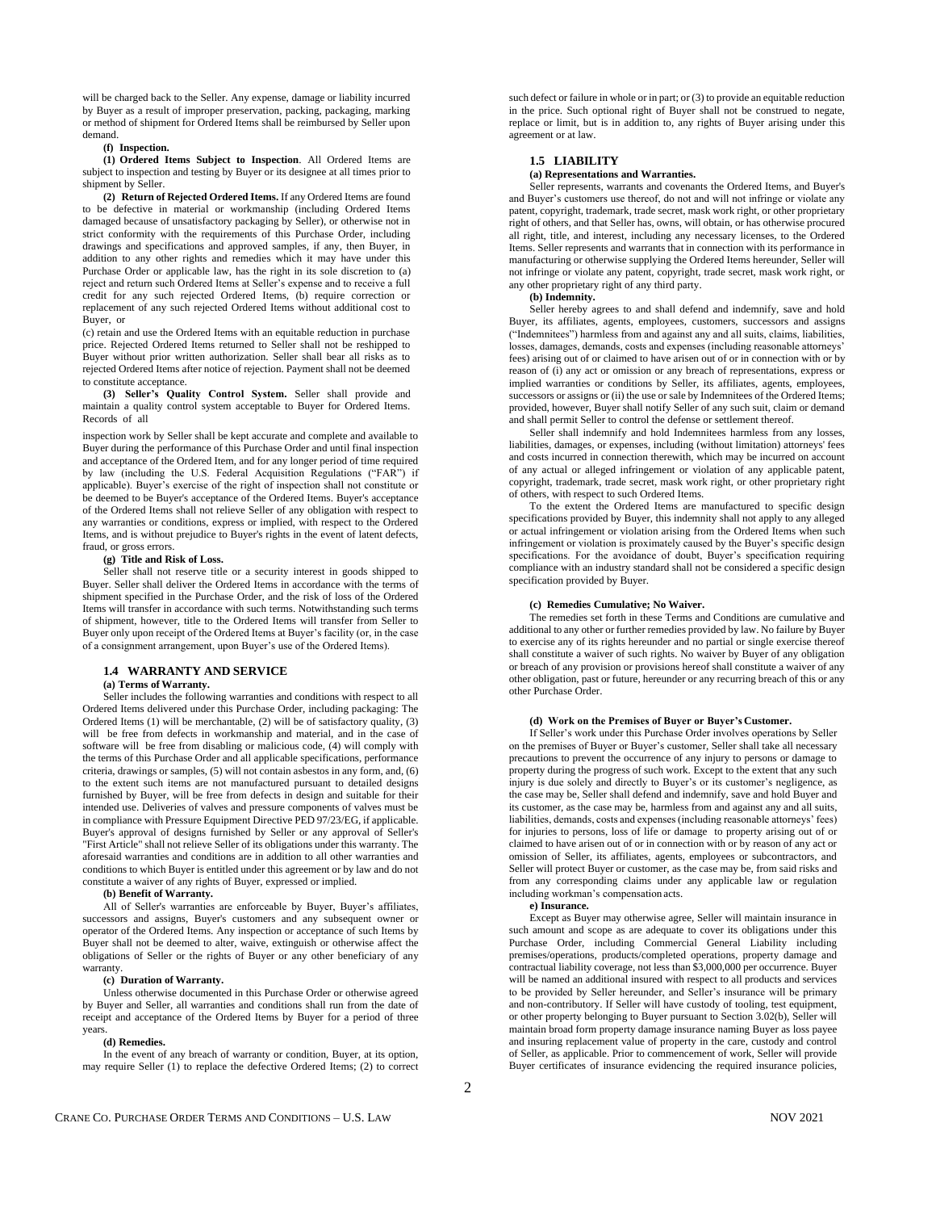will be charged back to the Seller. Any expense, damage or liability incurred by Buyer as a result of improper preservation, packing, packaging, marking or method of shipment for Ordered Items shall be reimbursed by Seller upon demand.

**(f) Inspection.**

**(1) Ordered Items Subject to Inspection**. All Ordered Items are subject to inspection and testing by Buyer or its designee at all times prior to shipment by Seller.

**(2) Return of Rejected Ordered Items.** If any Ordered Items are found to be defective in material or workmanship (including Ordered Items damaged because of unsatisfactory packaging by Seller), or otherwise not in strict conformity with the requirements of this Purchase Order, including drawings and specifications and approved samples, if any, then Buyer, in addition to any other rights and remedies which it may have under this Purchase Order or applicable law, has the right in its sole discretion to (a) reject and return such Ordered Items at Seller's expense and to receive a full credit for any such rejected Ordered Items, (b) require correction or replacement of any such rejected Ordered Items without additional cost to Buyer, or

(c) retain and use the Ordered Items with an equitable reduction in purchase price. Rejected Ordered Items returned to Seller shall not be reshipped to Buyer without prior written authorization. Seller shall bear all risks as to rejected Ordered Items after notice of rejection. Payment shall not be deemed to constitute acceptance.

**(3) Seller's Quality Control System.** Seller shall provide and maintain a quality control system acceptable to Buyer for Ordered Items. Records of all inspection work by Seller shall be kept accurate and complete and available to Buyer during the performance of this Purchase Order and until final inspection and acceptance of the Ordered Item, and for any longer period of time required by law (including the U.S. Federal Acquisition Regulations ("FAR") if applicable). Buyer's exercise of the right of inspection shall not constitute or be deemed to be Buyer's acceptance of the Ordered Items. Buyer's acceptance of the Ordered Items shall not relieve Seller of any obligation with respect to any warranties or conditions, express or implied, with respect to the Ordered Items, and is without prejudice to Buyer's rights in the event of latent defects, fraud, or gross errors.

**(g) Title and Risk of Loss.**

Seller shall not reserve title or a security interest in goods shipped to Buyer. Seller shall deliver the Ordered Items in accordance with the terms of shipment specified in the Purchase Order, and the risk of loss of the Ordered Items will transfer in accordance with such terms. Notwithstanding such terms of shipment, however, title to the Ordered Items will transfer from Seller to Buyer only upon receipt of the Ordered Items at Buyer's facility (or, in the case of a consignment arrangement, upon Buyer's use of the Ordered Items).

### 1.4 WARRANTY AND SERVICE

**(a) Terms of Warranty.**

Seller includes the following warranties and conditions with respect to all Ordered Items delivered under this Purchase Order, including packaging: The Ordered Items (1) will be merchantable, (2) will be of satisfactory quality, (3) will be free from defects in workmanship and material, and in the case of software will be free from disabling or malicious code, (4) will comply with the terms of this Purchase Order and all applicable specifications, performance criteria, drawings or samples, (5) will not contain asbestos in any form, and, (6) to the extent such items are not manufactured pursuant to detailed designs furnished by Buyer, will be free from defects in design and suitable for their intended use. Deliveries of valves and pressure components of valves must be in compliance with Pressure Equipment Directive PED 97/23/EG, if applicable. Buyer's approval of designs furnished by Seller or any approval of Seller's "First Article" shall not relieve Seller of its obligations under this warranty. The aforesaid warranties and conditions are in addition to all other warranties and conditions to which Buyer is entitled under this agreement or by law and do not constitute a waiver of any rights of Buyer, expressed or implied.

**(b) Benefit of Warranty.**

All of Seller's warranties are enforceable by Buyer, Buyer's affiliates, successors and assigns, Buyer's customers and any subsequent owner or operator of the Ordered Items. Any inspection or acceptance of such Items by Buyer shall not be deemed to alter, waive, extinguish or otherwise affect the obligations of Seller or the rights of Buyer or any other beneficiary of any warranty.

**(c) Duration of Warranty.**

Unless otherwise documented in this Purchase Order or otherwise agreed by Buyer and Seller, all warranties and conditions shall run from the date of receipt and acceptance of the Ordered Items by Buyer for a period of three years.

**(d) Remedies.**

In the event of any breach of warranty or condition, Buyer, at its option, may require Seller (1) to replace the defective Ordered Items; (2) to correct such defect or failure in whole or in part; or (3) to provide an equitable reduction in the price. Such optional right of Buyer shall not be construed to negate, replace or limit, but is in addition to, any rights of Buyer arising under this agreement or at law.

### 1.5 LIABILITY

**(a) Representations and Warranties.**

Seller represents, warrants and covenants the Ordered Items, and Buyer's and Buyer's customers use thereof, do not and will not infringe or violate any patent, copyright, trademark, trade secret, mask work right, or other proprietary right of others, and that Seller has, owns, will obtain, or has otherwise procured all right, title, and interest, including any necessary licenses, to the Ordered Items. Seller represents and warrants that in connection with its performance in manufacturing or otherwise supplying the Ordered Items hereunder, Seller will not infringe or violate any patent, copyright, trade secret, mask work right, or any other proprietary right of any third party.

**(b) Indemnity.**

Seller hereby agrees to and shall defend and indemnify, save and hold Buyer, its affiliates, agents, employees, customers, successors and assigns ("Indemnitees") harmless from and against any and all suits, claims, liabilities, losses, damages, demands, costs and expenses (including reasonable attorneys' fees) arising out of or claimed to have arisen out of or in connection with or by reason of (i) any act or omission or any breach of representations, express or implied warranties or conditions by Seller, its affiliates, agents, employees, successors or assigns or (ii) the use or sale by Indemnitees of the Ordered Items; provided, however, Buyer shall notify Seller of any such suit, claim or demand and shall permit Seller to control the defense or settlement thereof.

Seller shall indemnify and hold Indemnitees harmless from any losses, liabilities, damages, or expenses, including (without limitation) attorneys' fees and costs incurred in connection therewith, which may be incurred on account of any actual or alleged infringement or violation of any applicable patent, copyright, trademark, trade secret, mask work right, or other proprietary right of others, with respect to such Ordered Items.

To the extent the Ordered Items are manufactured to specific design specifications provided by Buyer, this indemnity shall not apply to any alleged or actual infringement or violation arising from the Ordered Items when such infringement or violation is proximately caused by the Buyer's specific design specifications. For the avoidance of doubt, Buyer's specification requiring compliance with an industry standard shall not be considered a specific design specification provided by Buyer.

**(c) Remedies Cumulative; No Waiver.**

The remedies set forth in these Terms and Conditions are cumulative and additional to any other or further remedies provided by law. No failure by Buyer to exercise any of its rights hereunder and no partial or single exercise thereof shall constitute a waiver of such rights. No waiver by Buyer of any obligation or breach of any provision or provisions hereof shall constitute a waiver of any other obligation, past or future, hereunder or any recurring breach of this or any other Purchase Order.

**(d) Work on the Premises of Buyer or Buyer's Customer.**

If Seller's work under this Purchase Order involves operations by Seller on the premises of Buyer or Buyer's customer, Seller shall take all necessary precautions to prevent the occurrence of any injury to persons or damage to property during the progress of such work. Except to the extent that any such injury is due solely and directly to Buyer's or its customer's negligence, as the case may be, Seller shall defend and indemnify, save and hold Buyer and its customer, as the case may be, harmless from and against any and all suits, liabilities, demands, costs and expenses (including reasonable attorney's fees) for injuries to persons, loss of life or damage to property arising out of or claimed to have arisen out of or in connection with or by reason of any act or omission of Seller, its affiliates, agents, employees or subcontractors, and Seller will protect Buyer or customer, as the case may be, from said risks and from any corresponding claims under any applicable law or regulation including workman's compensation acts.

**e) Insurance.**

Except as Buyer may otherwise agree, Seller will maintain insurance in such amount and scope as are adequate to cover its obligations under this Purchase Order, including Commercial General Liability including premises/operations, products/completed operations, property damage and contractual liability coverage, not less than $3,000,000 per occurrence. Buyer will be named an additional insured with respect to all products and services to be provided by Seller hereunder, and Seller's insurance will be primary and non-contributory. If Seller will have custody of tooling, test equipment, or other property belonging to Buyer pursuant to Section 3.02(b), Seller will maintain broad form property damage insurance naming Buyer as loss payee and insuring replacement value of property in the care, custody and control of Seller, as applicable. Prior to commencement of work, Seller will provide Buyer certificates of insurance evidencing the required insurance policies,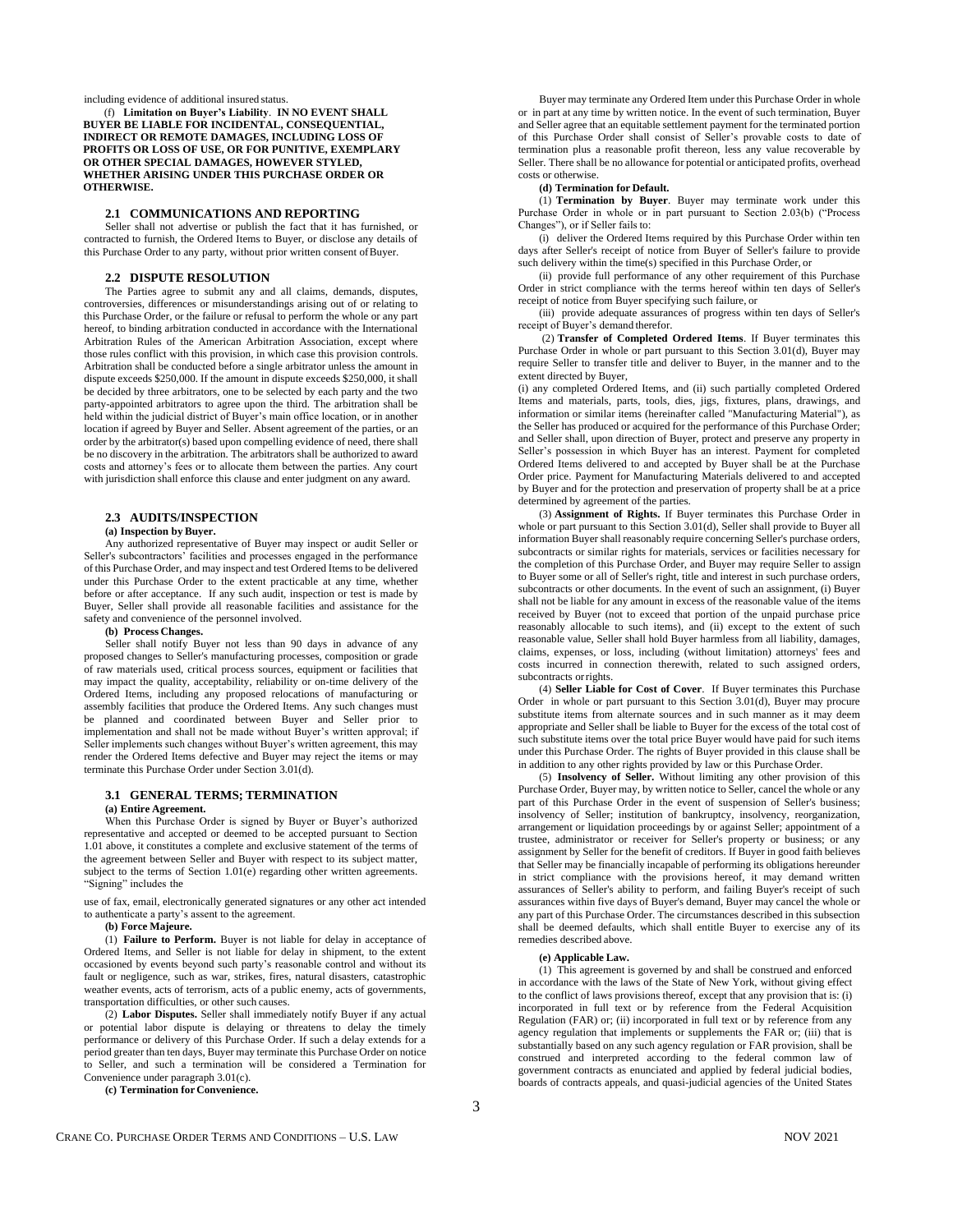including evidence of additional insured status.

(f) **Limitation on Buyer's Liability**. **IN NO EVENT SHALL BUYER BE LIABLE FOR INCIDENTAL, CONSEQUENTIAL, INDIRECT OR REMOTE DAMAGES, INCLUDING LOSS OF PROFITS OR LOSS OF USE, OR FOR PUNITIVE, EXEMPLARY OR OTHER SPECIAL DAMAGES, HOWEVER STYLED, WHETHER ARISING UNDER THIS PURCHASE ORDER OR OTHERWISE.**

### 2.1 COMMUNICATIONS AND REPORTING

Seller shall not advertise or publish the fact that it has furnished, or contracted to furnish, the Ordered Items to Buyer, or disclose any details of this Purchase Order to any party, without prior written consent of Buyer.

### 2.2 DISPUTE RESOLUTION

The Parties agree to submit any and all claims, demands, disputes, controversies, differences or misunderstandings arising out of or relating to this Purchase Order, or the failure or refusal to perform the whole or any part hereof, to binding arbitration conducted in accordance with the International Arbitration Rules of the American Arbitration Association, except where those rules conflict with this provision, in which case this provision controls. Arbitration shall be conducted before a single arbitrator unless the amount in dispute exceeds $250,000. If the amount in dispute exceeds $250,000, it shall be decided by three arbitrators, one to be selected by each party and the two party-appointed arbitrators to agree upon the third. The arbitration shall be held within the judicial district of Buyer's main office location, or in another location if agreed by Buyer and Seller. Absent agreement of the parties, or an order by the arbitrator(s) based upon compelling evidence of need, there shall be no discovery in the arbitration. The arbitrators shall be authorized to award costs and attorney's fees or to allocate them between the parties. Any court with jurisdiction shall enforce this clause and enter judgment on any award.

### 2.3 AUDITS/INSPECTION

**(a) Inspection by Buyer.**

Any authorized representative of Buyer may inspect or audit Seller or Seller's subcontractors' facilities and processes engaged in the performance of this Purchase Order, and may inspect and test Ordered Items to be delivered under this Purchase Order to the extent practicable at any time, whether before or after acceptance. If any such audit, inspection or test is made by Buyer, Seller shall provide all reasonable facilities and assistance for the safety and convenience of the personnel involved.

**(b) Process Changes.**

Seller shall notify Buyer not less than 90 days in advance of any proposed changes to Seller's manufacturing processes, composition or grade of raw materials used, critical process sources, equipment or facilities that may impact the quality, acceptability, reliability or on-time delivery of the Ordered Items, including any proposed relocations of manufacturing or assembly facilities that produce the Ordered Items. Any such changes must be planned and coordinated between Buyer and Seller prior to implementation and shall not be made without Buyer's written approval; if Seller implements such changes without Buyer's written agreement, this may render the Ordered Items defective and Buyer may reject the items or may terminate this Purchase Order under Section 3.01(d).

### 3.1 GENERAL TERMS; TERMINATION

**(a) Entire Agreement.**

When this Purchase Order is signed by Buyer or Buyer's authorized representative and accepted or deemed to be accepted pursuant to Section 1.01 above, it constitutes a complete and exclusive statement of the terms of the agreement between Seller and Buyer with respect to its subject matter, subject to the terms of Section 1.01(e) regarding other written agreements. "Signing" includes the use of fax, email, electronically generated signatures or any other act intended to authenticate a party's assent to the agreement.

**(b) Force Majeure.**

(1) **Failure to Perform.** Buyer is not liable for delay in acceptance of Ordered Items, and Seller is not liable for delay in shipment, to the extent occasioned by events beyond such party's reasonable control and without its fault or negligence, such as war, strikes, fires, natural disasters, catastrophic weather events, acts of terrorism, acts of a public enemy, acts of governments, transportation difficulties, or other such causes.

(2) **Labor Disputes.** Seller shall immediately notify Buyer if any actual or potential labor dispute is delaying or threatens to delay the timely performance or delivery of this Purchase Order. If such a delay extends for a period greater than ten days, Buyer may terminate this Purchase Order on notice to Seller, and such a termination will be considered a Termination for Convenience under paragraph 3.01(c).

**(c) Termination for Convenience.**

Buyer may terminate any Ordered Item under this Purchase Order in whole or in part at any time by written notice. In the event of such termination, Buyer and Seller agree that an equitable settlement payment for the terminated portion of this Purchase Order shall consist of Seller's provable costs to date of termination plus a reasonable profit thereon, less any value recoverable by Seller. There shall be no allowance for potential or anticipated profits, overhead costs or otherwise.

**(d) Termination for Default.**

(1) **Termination by Buyer**. Buyer may terminate work under this Purchase Order in whole or in part pursuant to Section 2.03(b) ("Process Changes"), or if Seller fails to:

(i) deliver the Ordered Items required by this Purchase Order within ten days after Seller's receipt of notice from Buyer of Seller's failure to provide such delivery within the time(s) specified in this Purchase Order, or

(ii) provide full performance of any other requirement of this Purchase Order in strict compliance with the terms hereof within ten days of Seller's receipt of notice from Buyer specifying such failure, or

(iii) provide adequate assurances of progress within ten days of Seller's receipt of Buyer's demand therefor.

(2) **Transfer of Completed Ordered Items**. If Buyer terminates this Purchase Order in whole or part pursuant to this Section 3.01(d), Buyer may require Seller to transfer title and deliver to Buyer, in the manner and to the extent directed by Buyer,
(i) any completed Ordered Items, and (ii) such partially completed Ordered Items and materials, parts, tools, dies, jigs, fixtures, plans, drawings, and information or similar items (hereinafter called "Manufacturing Material"), as the Seller has produced or acquired for the performance of this Purchase Order; and Seller shall, upon direction of Buyer, protect and preserve any property in Seller's possession in which Buyer has an interest. Payment for completed Ordered Items delivered to and accepted by Buyer shall be at the Purchase Order price. Payment for Manufacturing Materials delivered to and accepted by Buyer and for the protection and preservation of property shall be at a price determined by agreement of the parties.

(3) **Assignment of Rights.** If Buyer terminates this Purchase Order in whole or part pursuant to this Section 3.01(d), Seller shall provide to Buyer all information Buyer shall reasonably require concerning Seller's purchase orders, subcontracts or similar rights for materials, services or facilities necessary for the completion of this Purchase Order, and Buyer may require Seller to assign to Buyer some or all of Seller's right, title and interest in such purchase orders, subcontracts or other documents. In the event of such an assignment, (i) Buyer shall not be liable for any amount in excess of the reasonable value of the items received by Buyer (not to exceed that portion of the unpaid purchase price reasonably allocable to such items), and (ii) except to the extent of such reasonable value, Seller shall hold Buyer harmless from all liability, damages, claims, expenses, or loss, including (without limitation) attorneys' fees and costs incurred in connection therewith, related to such assigned orders, subcontracts or rights.

(4) **Seller Liable for Cost of Cover**. If Buyer terminates this Purchase Order in whole or part pursuant to this Section 3.01(d), Buyer may procure substitute items from alternate sources and in such manner as it may deem appropriate and Seller shall be liable to Buyer for the excess of the total cost of such substitute items over the total price Buyer would have paid for such items under this Purchase Order. The rights of Buyer provided in this clause shall be in addition to any other rights provided by law or this Purchase Order.

(5) **Insolvency of Seller.** Without limiting any other provision of this Purchase Order, Buyer may, by written notice to Seller, cancel the whole or any part of this Purchase Order in the event of suspension of Seller's business; insolvency of Seller; institution of bankruptcy, insolvency, reorganization, arrangement or liquidation proceedings by or against Seller; appointment of a trustee, administrator or receiver for Seller's property or business; or any assignment by Seller for the benefit of creditors. If Buyer in good faith believes that Seller may be financially incapable of performing its obligations hereunder in strict compliance with the provisions hereof, it may demand written assurances of Seller's ability to perform, and failing Buyer's receipt of such assurances within five days of Buyer's demand, Buyer may cancel the whole or any part of this Purchase Order. The circumstances described in this subsection shall be deemed defaults, which shall entitle Buyer to exercise any of its remedies described above.

**(e) Applicable Law.**

(1) This agreement is governed by and shall be construed and enforced in accordance with the laws of the State of New York, without giving effect to the conflict of laws provisions thereof, except that any provision that is: (i) incorporated in full text or by reference from the Federal Acquisition Regulation (FAR) or; (ii) incorporated in full text or by reference from any agency regulation that implements or supplements the FAR or; (iii) that is substantially based on any such agency regulation or FAR provision, shall be construed and interpreted according to the federal common law of government contracts as enunciated and applied by federal judicial bodies, boards of contracts appeals, and quasi-judicial agencies of the United States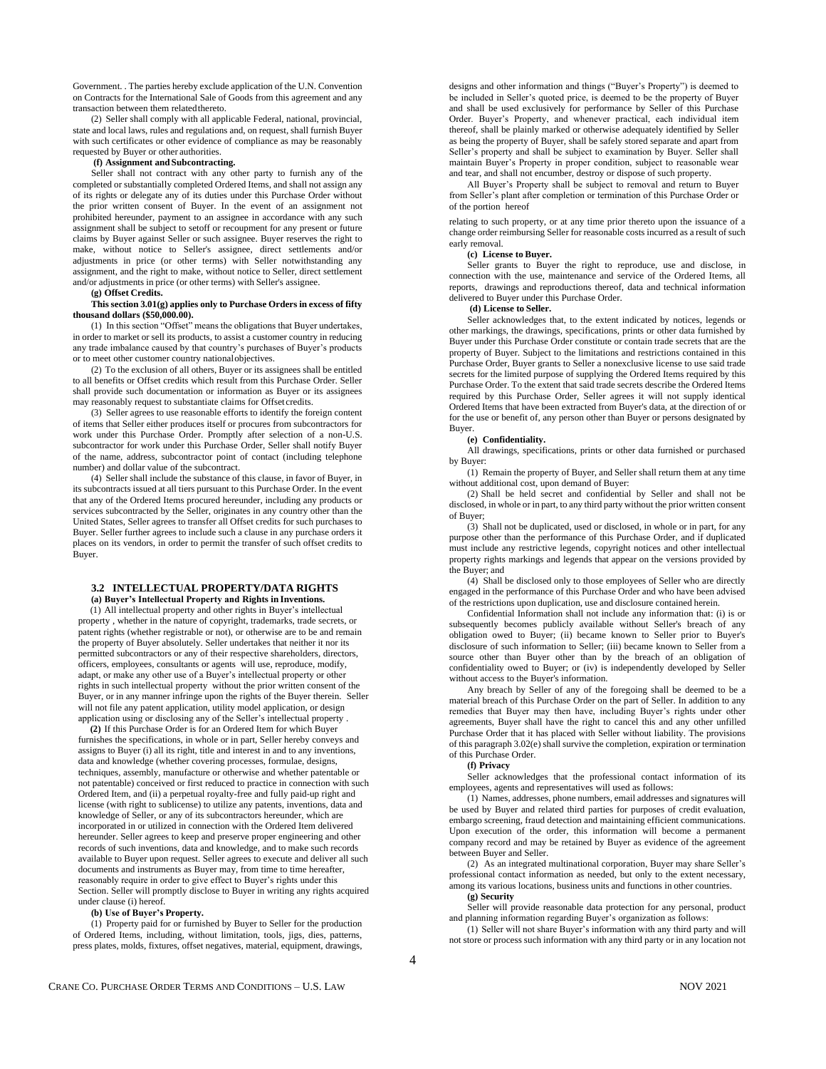Government. . The parties hereby exclude application of the U.N. Convention on Contracts for the International Sale of Goods from this agreement and any transaction between them related thereto.

(2) Seller shall comply with all applicable Federal, national, provincial, state and local laws, rules and regulations and, on request, shall furnish Buyer with such certificates or other evidence of compliance as may be reasonably requested by Buyer or other authorities.

**(f) Assignment and Subcontracting.**

Seller shall not contract with any other party to furnish any of the completed or substantially completed Ordered Items, and shall not assign any of its rights or delegate any of its duties under this Purchase Order without the prior written consent of Buyer. In the event of an assignment not prohibited hereunder, payment to an assignee in accordance with any such assignment shall be subject to setoff or recoupment for any present or future claims by Buyer against Seller or such assignee. Buyer reserves the right to make, without notice to Seller's assignee, direct settlements and/or adjustments in price (or other terms) with Seller notwithstanding any assignment, and the right to make, without notice to Seller, direct settlement and/or adjustments in price (or other terms) with Seller's assignee.

**(g) Offset Credits.**

**This section 3.01(g) applies only to Purchase Orders in excess of fifty thousand dollars ($50,000.00).**

(1) In this section "Offset" means the obligations that Buyer undertakes, in order to market or sell its products, to assist a customer country in reducing any trade imbalance caused by that country's purchases of Buyer's products or to meet other customer country national objectives.

(2) To the exclusion of all others, Buyer or its assignees shall be entitled to all benefits or Offset credits which result from this Purchase Order. Seller shall provide such documentation or information as Buyer or its assignees may reasonably request to substantiate claims for Offset credits.

(3) Seller agrees to use reasonable efforts to identify the foreign content of items that Seller either produces itself or procures from subcontractors for work under this Purchase Order. Promptly after selection of a non-U.S. subcontractor for work under this Purchase Order, Seller shall notify Buyer of the name, address, subcontractor point of contact (including telephone number) and dollar value of the subcontract.

(4) Seller shall include the substance of this clause, in favor of Buyer, in its subcontracts issued at all tiers pursuant to this Purchase Order. In the event that any of the Ordered Items procured hereunder, including any products or services subcontracted by the Seller, originates in any country other than the United States, Seller agrees to transfer all Offset credits for such purchases to Buyer. Seller further agrees to include such a clause in any purchase orders it places on its vendors, in order to permit the transfer of such offset credits to Buyer.

## 3.2 INTELLECTUAL PROPERTY/DATA RIGHTS

**(a) Buyer's Intellectual Property and Rights in Inventions.**

(1) All intellectual property and other rights in Buyer's intellectual property , whether in the nature of copyright, trademarks, trade secrets, or patent rights (whether registrable or not), or otherwise are to be and remain the property of Buyer absolutely. Seller undertakes that neither it nor its permitted subcontractors or any of their respective shareholders, directors, officers, employees, consultants or agents will use, reproduce, modify, adapt, or make any other use of a Buyer's intellectual property or other rights in such intellectual property without the prior written consent of the Buyer, or in any manner infringe upon the rights of the Buyer therein. Seller will not file any patent application, utility model application, or design application using or disclosing any of the Seller's intellectual property .

**(2)** If this Purchase Order is for an Ordered Item for which Buyer furnishes the specifications, in whole or in part, Seller hereby conveys and assigns to Buyer (i) all its right, title and interest in and to any inventions, data and knowledge (whether covering processes, formulae, designs, techniques, assembly, manufacture or otherwise and whether patentable or not patentable) conceived or first reduced to practice in connection with such Ordered Item, and (ii) a perpetual royalty-free and fully paid-up right and license (with right to sublicense) to utilize any patents, inventions, data and knowledge of Seller, or any of its subcontractors hereunder, which are incorporated in or utilized in connection with the Ordered Item delivered hereunder. Seller agrees to keep and preserve proper engineering and other records of such inventions, data and knowledge, and to make such records available to Buyer upon request. Seller agrees to execute and deliver all such documents and instruments as Buyer may, from time to time hereafter, reasonably require in order to give effect to Buyer's rights under this Section. Seller will promptly disclose to Buyer in writing any rights acquired under clause (i) hereof.

**(b) Use of Buyer's Property.**

(1) Property paid for or furnished by Buyer to Seller for the production of Ordered Items, including, without limitation, tools, jigs, dies, patterns, press plates, molds, fixtures, offset negatives, material, equipment, drawings, designs and other information and things ("Buyer's Property") is deemed to be included in Seller's quoted price, is deemed to be the property of Buyer and shall be used exclusively for performance by Seller of this Purchase Order. Buyer's Property, and whenever practical, each individual item thereof, shall be plainly marked or otherwise adequately identified by Seller as being the property of Buyer, shall be safely stored separate and apart from Seller's property and shall be subject to examination by Buyer. Seller shall maintain Buyer's Property in proper condition, subject to reasonable wear and tear, and shall not encumber, destroy or dispose of such property.

All Buyer's Property shall be subject to removal and return to Buyer from Seller's plant after completion or termination of this Purchase Order or of the portion hereof relating to such property, or at any time prior thereto upon the issuance of a change order reimbursing Seller for reasonable costs incurred as a result of such early removal.

**(c) License to Buyer.**

Seller grants to Buyer the right to reproduce, use and disclose, in connection with the use, maintenance and service of the Ordered Items, all reports, drawings and reproductions thereof, data and technical information delivered to Buyer under this Purchase Order.

**(d) License to Seller.**

Seller acknowledges that, to the extent indicated by notices, legends or other markings, the drawings, specifications, prints or other data furnished by Buyer under this Purchase Order constitute or contain trade secrets that are the property of Buyer. Subject to the limitations and restrictions contained in this Purchase Order, Buyer grants to Seller a nonexclusive license to use said trade secrets for the limited purpose of supplying the Ordered Items required by this Purchase Order. To the extent that said trade secrets describe the Ordered Items required by this Purchase Order, Seller agrees it will not supply identical Ordered Items that have been extracted from Buyer's data, at the direction of or for the use or benefit of, any person other than Buyer or persons designated by Buyer.

**(e) Confidentiality.**

All drawings, specifications, prints or other data furnished or purchased by Buyer:

(1) Remain the property of Buyer, and Seller shall return them at any time without additional cost, upon demand of Buyer:

(2) Shall be held secret and confidential by Seller and shall not be disclosed, in whole or in part, to any third party without the prior written consent of Buyer;

(3) Shall not be duplicated, used or disclosed, in whole or in part, for any purpose other than the performance of this Purchase Order, and if duplicated must include any restrictive legends, copyright notices and other intellectual property rights markings and legends that appear on the versions provided by the Buyer; and

(4) Shall be disclosed only to those employees of Seller who are directly engaged in the performance of this Purchase Order and who have been advised of the restrictions upon duplication, use and disclosure contained herein.

Confidential Information shall not include any information that: (i) is or subsequently becomes publicly available without Seller's breach of any obligation owed to Buyer; (ii) became known to Seller prior to Buyer's disclosure of such information to Seller; (iii) became known to Seller from a source other than Buyer other than by the breach of an obligation of confidentiality owed to Buyer; or (iv) is independently developed by Seller without access to the Buyer's information.

Any breach by Seller of any of the foregoing shall be deemed to be a material breach of this Purchase Order on the part of Seller. In addition to any remedies that Buyer may then have, including Buyer's rights under other agreements, Buyer shall have the right to cancel this and any other unfilled Purchase Order that it has placed with Seller without liability. The provisions of this paragraph 3.02(e) shall survive the completion, expiration or termination of this Purchase Order.

**(f) Privacy**

Seller acknowledges that the professional contact information of its employees, agents and representatives will used as follows:

(1) Names, addresses, phone numbers, email addresses and signatures will be used by Buyer and related third parties for purposes of credit evaluation, embargo screening, fraud detection and maintaining efficient communications. Upon execution of the order, this information will become a permanent company record and may be retained by Buyer as evidence of the agreement between Buyer and Seller.

(2) As an integrated multinational corporation, Buyer may share Seller's professional contact information as needed, but only to the extent necessary, among its various locations, business units and functions in other countries.

**(g) Security**

Seller will provide reasonable data protection for any personal, product and planning information regarding Buyer's organization as follows:

(1) Seller will not share Buyer's information with any third party and will not store or process such information with any third party or in any location not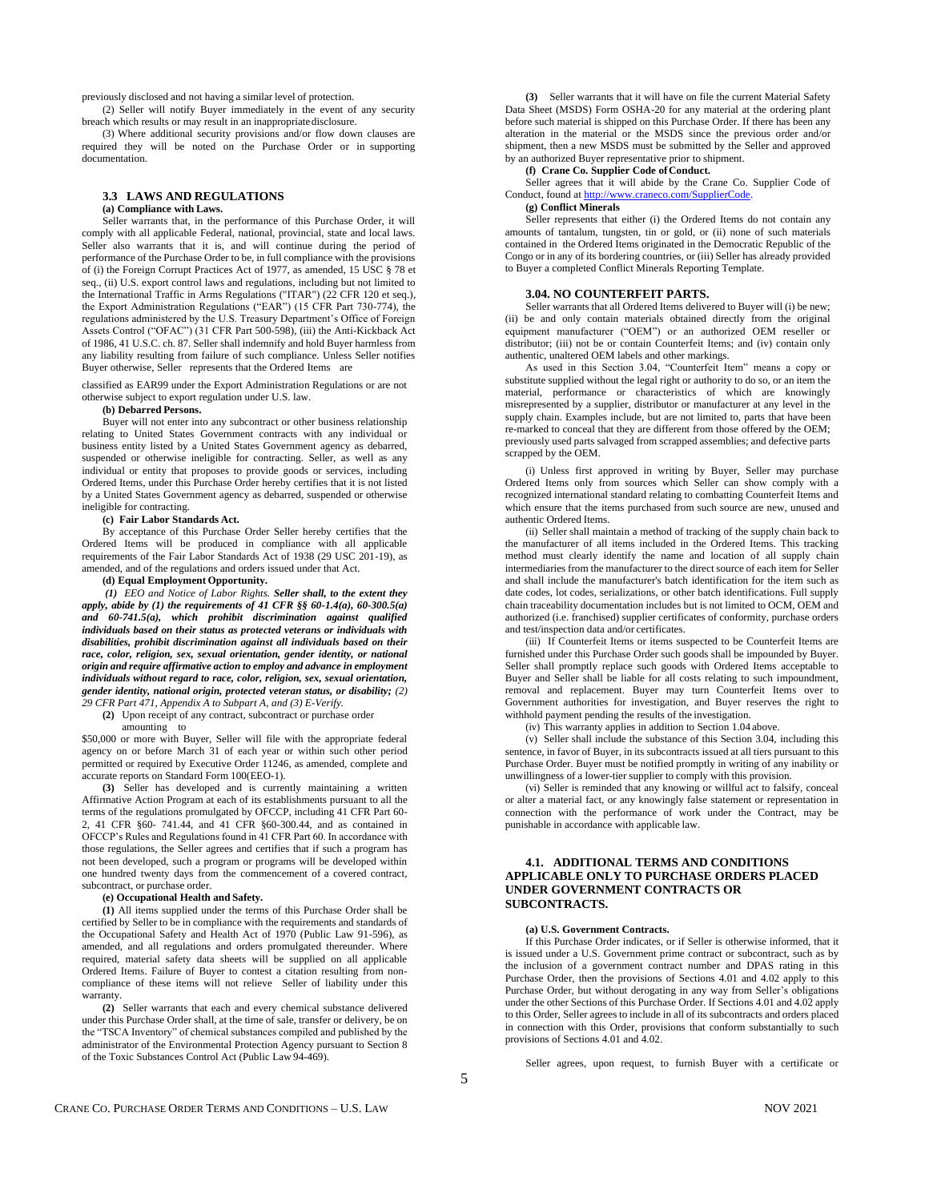previously disclosed and not having a similar level of protection.

(2) Seller will notify Buyer immediately in the event of any security breach which results or may result in an inappropriate disclosure.

(3) Where additional security provisions and/or flow down clauses are required they will be noted on the Purchase Order or in supporting documentation.

### 3.3 LAWS AND REGULATIONS

**(a) Compliance with Laws.**

Seller warrants that, in the performance of this Purchase Order, it will comply with all applicable Federal, national, provincial, state and local laws. Seller also warrants that it is, and will continue during the period of performance of the Purchase Order to be, in full compliance with the provisions of (i) the Foreign Corrupt Practices Act of 1977, as amended, 15 USC § 78 et seq., (ii) U.S. export control laws and regulations, including but not limited to the International Traffic in Arms Regulations ("ITAR") (22 CFR 120 et seq.), the Export Administration Regulations ("EAR") (15 CFR Part 730-774), the regulations administered by the U.S. Treasury Department's Office of Foreign Assets Control ("OFAC") (31 CFR Part 500-598), (iii) the Anti-Kickback Act of 1986, 41 U.S.C. ch. 87. Seller shall indemnify and hold Buyer harmless from any liability resulting from failure of such compliance. Unless Seller notifies Buyer otherwise, Seller represents that the Ordered Items are classified as EAR99 under the Export Administration Regulations or are not otherwise subject to export regulation under U.S. law.

**(b) Debarred Persons.**

Buyer will not enter into any subcontract or other business relationship relating to United States Government contracts with any individual or business entity listed by a United States Government agency as debarred, suspended or otherwise ineligible for contracting. Seller, as well as any individual or entity that proposes to provide goods or services, including Ordered Items, under this Purchase Order hereby certifies that it is not listed by a United States Government agency as debarred, suspended or otherwise ineligible for contracting.

**(c) Fair Labor Standards Act.**

By acceptance of this Purchase Order Seller hereby certifies that the Ordered Items will be produced in compliance with all applicable requirements of the Fair Labor Standards Act of 1938 (29 USC 201-19), as amended, and of the regulations and orders issued under that Act.

**(d) Equal Employment Opportunity.**

*(1) EEO and Notice of Labor Rights.* ***Seller shall, to the extent they apply, abide by (1) the requirements of 41 CFR §§ 60-1.4(a), 60-300.5(a) and 60-741.5(a), which prohibit discrimination against qualified individuals based on their status as protected veterans or individuals with disabilities, prohibit discrimination against all individuals based on their race, color, religion, sex, sexual orientation, gender identity, or national origin and require affirmative action to employ and advance in employment individuals without regard to race, color, religion, sex, sexual orientation, gender identity, national origin, protected veteran status, or disability;*** *(2) 29 CFR Part 471, Appendix A to Subpart A, and (3) E-Verify.*

**(2)** Upon receipt of any contract, subcontract or purchase order amounting to $50,000 or more with Buyer, Seller will file with the appropriate federal agency on or before March 31 of each year or within such other period permitted or required by Executive Order 11246, as amended, complete and accurate reports on Standard Form 100(EEO-1).

**(3)** Seller has developed and is currently maintaining a written Affirmative Action Program at each of its establishments pursuant to all the terms of the regulations promulgated by OFCCP, including 41 CFR Part 60-2, 41 CFR §60- 741.44, and 41 CFR §60-300.44, and as contained in OFCCP's Rules and Regulations found in 41 CFR Part 60. In accordance with those regulations, the Seller agrees and certifies that if such a program has not been developed, such a program or programs will be developed within one hundred twenty days from the commencement of a covered contract, subcontract, or purchase order.

**(e) Occupational Health and Safety.**

**(1)** All items supplied under the terms of this Purchase Order shall be certified by Seller to be in compliance with the requirements and standards of the Occupational Safety and Health Act of 1970 (Public Law 91-596), as amended, and all regulations and orders promulgated thereunder. Where required, material safety data sheets will be supplied on all applicable Ordered Items. Failure of Buyer to contest a citation resulting from non-compliance of these items will not relieve Seller of liability under this warranty.

**(2)** Seller warrants that each and every chemical substance delivered under this Purchase Order shall, at the time of sale, transfer or delivery, be on the "TSCA Inventory" of chemical substances compiled and published by the administrator of the Environmental Protection Agency pursuant to Section 8 of the Toxic Substances Control Act (Public Law 94-469).

**(3)** Seller warrants that it will have on file the current Material Safety Data Sheet (MSDS) Form OSHA-20 for any material at the ordering plant before such material is shipped on this Purchase Order. If there has been any alteration in the material or the MSDS since the previous order and/or shipment, then a new MSDS must be submitted by the Seller and approved by an authorized Buyer representative prior to shipment.

**(f) Crane Co. Supplier Code of Conduct.**

Seller agrees that it will abide by the Crane Co. Supplier Code of Conduct, found at http://www.craneco.com/SupplierCode.

**(g) Conflict Minerals**

Seller represents that either (i) the Ordered Items do not contain any amounts of tantalum, tungsten, tin or gold, or (ii) none of such materials contained in the Ordered Items originated in the Democratic Republic of the Congo or in any of its bordering countries, or (iii) Seller has already provided to Buyer a completed Conflict Minerals Reporting Template.

### 3.04. NO COUNTERFEIT PARTS.

Seller warrants that all Ordered Items delivered to Buyer will (i) be new; (ii) be and only contain materials obtained directly from the original equipment manufacturer ("OEM") or an authorized OEM reseller or distributor; (iii) not be or contain Counterfeit Items; and (iv) contain only authentic, unaltered OEM labels and other markings.

As used in this Section 3.04, "Counterfeit Item" means a copy or substitute supplied without the legal right or authority to do so, or an item the material, performance or characteristics of which are knowingly misrepresented by a supplier, distributor or manufacturer at any level in the supply chain. Examples include, but are not limited to, parts that have been re-marked to conceal that they are different from those offered by the OEM; previously used parts salvaged from scrapped assemblies; and defective parts scrapped by the OEM.

(i) Unless first approved in writing by Buyer, Seller may purchase Ordered Items only from sources which Seller can show comply with a recognized international standard relating to combatting Counterfeit Items and which ensure that the items purchased from such source are new, unused and authentic Ordered Items.

(ii) Seller shall maintain a method of tracking of the supply chain back to the manufacturer of all items included in the Ordered Items. This tracking method must clearly identify the name and location of all supply chain intermediaries from the manufacturer to the direct source of each item for Seller and shall include the manufacturer's batch identification for the item such as date codes, lot codes, serializations, or other batch identifications. Full supply chain traceability documentation includes but is not limited to OCM, OEM and authorized (i.e. franchised) supplier certificates of conformity, purchase orders and test/inspection data and/or certificates.

(iii) If Counterfeit Items or items suspected to be Counterfeit Items are furnished under this Purchase Order such goods shall be impounded by Buyer. Seller shall promptly replace such goods with Ordered Items acceptable to Buyer and Seller shall be liable for all costs relating to such impoundment, removal and replacement. Buyer may turn Counterfeit Items over to Government authorities for investigation, and Buyer reserves the right to withhold payment pending the results of the investigation.

(iv) This warranty applies in addition to Section 1.04 above.

(v) Seller shall include the substance of this Section 3.04, including this sentence, in favor of Buyer, in its subcontracts issued at all tiers pursuant to this Purchase Order. Buyer must be notified promptly in writing of any inability or unwillingness of a lower-tier supplier to comply with this provision.

(vi) Seller is reminded that any knowing or willful act to falsify, conceal or alter a material fact, or any knowingly false statement or representation in connection with the performance of work under the Contract, may be punishable in accordance with applicable law.

### 4.1. ADDITIONAL TERMS AND CONDITIONS APPLICABLE ONLY TO PURCHASE ORDERS PLACED UNDER GOVERNMENT CONTRACTS OR SUBCONTRACTS.

**(a) U.S. Government Contracts.**

If this Purchase Order indicates, or if Seller is otherwise informed, that it is issued under a U.S. Government prime contract or subcontract, such as by the inclusion of a government contract number and DPAS rating in this Purchase Order, then the provisions of Sections 4.01 and 4.02 apply to this Purchase Order, but without derogating in any way from Seller's obligations under the other Sections of this Purchase Order. If Sections 4.01 and 4.02 apply to this Order, Seller agrees to include in all of its subcontracts and orders placed in connection with this Order, provisions that conform substantially to such provisions of Sections 4.01 and 4.02.

Seller agrees, upon request, to furnish Buyer with a certificate or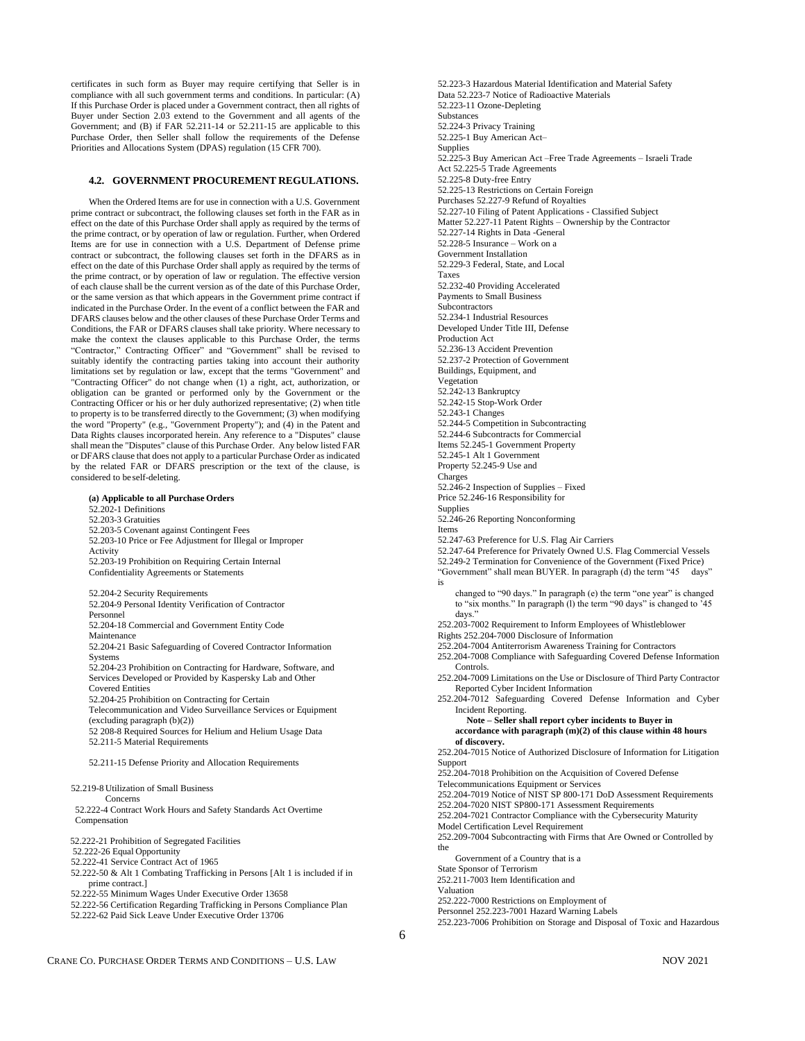certificates in such form as Buyer may require certifying that Seller is in compliance with all such government terms and conditions. In particular: (A) If this Purchase Order is placed under a Government contract, then all rights of Buyer under Section 2.03 extend to the Government and all agents of the Government; and (B) if FAR 52.211-14 or 52.211-15 are applicable to this Purchase Order, then Seller shall follow the requirements of the Defense Priorities and Allocations System (DPAS) regulation (15 CFR 700).

### 4.2. GOVERNMENT PROCUREMENT REGULATIONS.

When the Ordered Items are for use in connection with a U.S. Government prime contract or subcontract, the following clauses set forth in the FAR as in effect on the date of this Purchase Order shall apply as required by the terms of the prime contract, or by operation of law or regulation. Further, when Ordered Items are for use in connection with a U.S. Department of Defense prime contract or subcontract, the following clauses set forth in the DFARS as in effect on the date of this Purchase Order shall apply as required by the terms of the prime contract, or by operation of law or regulation. The effective version of each clause shall be the current version as of the date of this Purchase Order, or the same version as that which appears in the Government prime contract if indicated in the Purchase Order. In the event of a conflict between the FAR and DFARS clauses below and the other clauses of these Purchase Order Terms and Conditions, the FAR or DFARS clauses shall take priority. Where necessary to make the context the clauses applicable to this Purchase Order, the terms "Contractor," Contracting Officer" and "Government" shall be revised to suitably identify the contracting parties taking into account their authority limitations set by regulation or law, except that the terms "Government" and "Contracting Officer" do not change when (1) a right, act, authorization, or obligation can be granted or performed only by the Government or the Contracting Officer or his or her duly authorized representative; (2) when title to property is to be transferred directly to the Government; (3) when modifying the word "Property" (e.g., "Government Property"); and (4) in the Patent and Data Rights clauses incorporated herein. Any reference to a "Disputes" clause shall mean the "Disputes" clause of this Purchase Order. Any below listed FAR or DFARS clause that does not apply to a particular Purchase Order as indicated by the related FAR or DFARS prescription or the text of the clause, is considered to be self-deleting.

**(a) Applicable to all Purchase Orders**

52.202-1 Definitions
52.203-3 Gratuities
52.203-5 Covenant against Contingent Fees
52.203-10 Price or Fee Adjustment for Illegal or Improper Activity
52.203-19 Prohibition on Requiring Certain Internal Confidentiality Agreements or Statements

52.204-2 Security Requirements
52.204-9 Personal Identity Verification of Contractor Personnel
52.204-18 Commercial and Government Entity Code Maintenance
52.204-21 Basic Safeguarding of Covered Contractor Information Systems
52.204-23 Prohibition on Contracting for Hardware, Software, and Services Developed or Provided by Kaspersky Lab and Other Covered Entities
52.204-25 Prohibition on Contracting for Certain Telecommunication and Video Surveillance Services or Equipment (excluding paragraph (b)(2))
52 208-8 Required Sources for Helium and Helium Usage Data
52.211-5 Material Requirements

52.211-15 Defense Priority and Allocation Requirements

52.219-8 Utilization of Small Business Concerns
52.222-4 Contract Work Hours and Safety Standards Act Overtime Compensation

52.222-21 Prohibition of Segregated Facilities
52.222-26 Equal Opportunity
52.222-41 Service Contract Act of 1965
52.222-50 & Alt 1 Combating Trafficking in Persons [Alt 1 is included if in prime contract.]
52.222-55 Minimum Wages Under Executive Order 13658
52.222-56 Certification Regarding Trafficking in Persons Compliance Plan
52.222-62 Paid Sick Leave Under Executive Order 13706

52.223-3 Hazardous Material Identification and Material Safety Data
52.223-7 Notice of Radioactive Materials
52.223-11 Ozone-Depleting Substances
52.224-3 Privacy Training
52.225-1 Buy American Act– Supplies
52.225-3 Buy American Act –Free Trade Agreements – Israeli Trade Act
52.225-5 Trade Agreements
52.225-8 Duty-free Entry
52.225-13 Restrictions on Certain Foreign Purchases
52.227-9 Refund of Royalties
52.227-10 Filing of Patent Applications - Classified Subject Matter
52.227-11 Patent Rights – Ownership by the Contractor
52.227-14 Rights in Data -General
52.228-5 Insurance – Work on a Government Installation
52.229-3 Federal, State, and Local Taxes
52.232-40 Providing Accelerated Payments to Small Business Subcontractors
52.234-1 Industrial Resources Developed Under Title III, Defense Production Act
52.236-13 Accident Prevention
52.237-2 Protection of Government Buildings, Equipment, and Vegetation
52.242-13 Bankruptcy
52.242-15 Stop-Work Order
52.243-1 Changes
52.244-5 Competition in Subcontracting
52.244-6 Subcontracts for Commercial Items
52.245-1 Government Property
52.245-1 Alt 1 Government Property
52.245-9 Use and Charges
52.246-2 Inspection of Supplies – Fixed Price
52.246-16 Responsibility for Supplies
52.246-26 Reporting Nonconforming Items
52.247-63 Preference for U.S. Flag Air Carriers
52.247-64 Preference for Privately Owned U.S. Flag Commercial Vessels
52.249-2 Termination for Convenience of the Government (Fixed Price) "Government" shall mean BUYER. In paragraph (d) the term "45 days" is changed to "90 days." In paragraph (e) the term "one year" is changed to "six months." In paragraph (l) the term "90 days" is changed to '45 days."
252.203-7002 Requirement to Inform Employees of Whistleblower Rights
252.204-7000 Disclosure of Information
252.204-7004 Antiterrorism Awareness Training for Contractors
252.204-7008 Compliance with Safeguarding Covered Defense Information Controls.
252.204-7009 Limitations on the Use or Disclosure of Third Party Contractor Reported Cyber Incident Information
252.204-7012 Safeguarding Covered Defense Information and Cyber Incident Reporting.
**Note – Seller shall report cyber incidents to Buyer in accordance with paragraph (m)(2) of this clause within 48 hours of discovery.**
252.204-7015 Notice of Authorized Disclosure of Information for Litigation Support
252.204-7018 Prohibition on the Acquisition of Covered Defense Telecommunications Equipment or Services
252.204-7019 Notice of NIST SP 800-171 DoD Assessment Requirements
252.204-7020 NIST SP800-171 Assessment Requirements
252.204-7021 Contractor Compliance with the Cybersecurity Maturity Model Certification Level Requirement
252.209-7004 Subcontracting with Firms that Are Owned or Controlled by the Government of a Country that is a State Sponsor of Terrorism
252.211-7003 Item Identification and Valuation
252.222-7000 Restrictions on Employment of Personnel
252.223-7001 Hazard Warning Labels
252.223-7006 Prohibition on Storage and Disposal of Toxic and Hazardous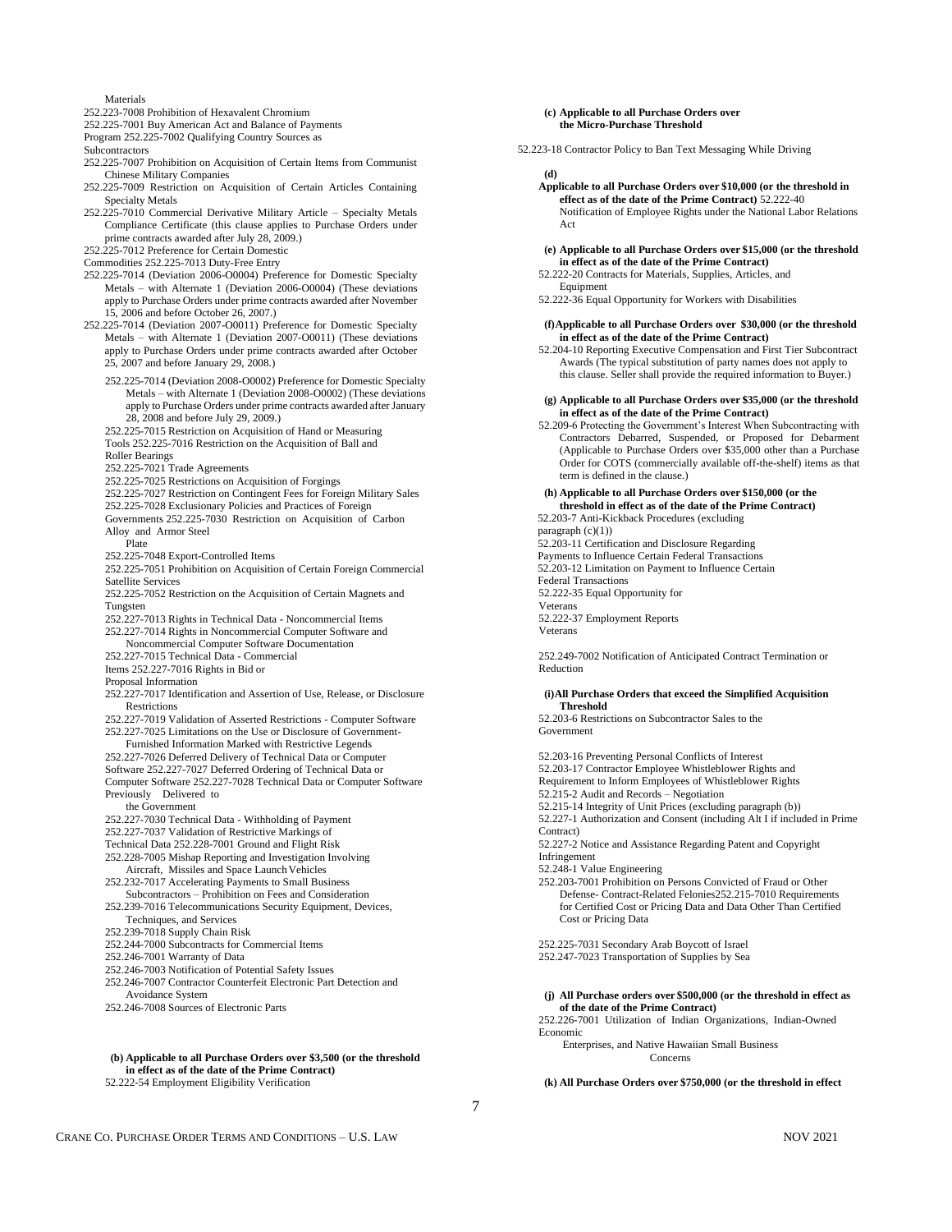Materials

252.223-7008 Prohibition of Hexavalent Chromium

252.225-7001 Buy American Act and Balance of Payments Program 252.225-7002 Qualifying Country Sources as Subcontractors

252.225-7007 Prohibition on Acquisition of Certain Items from Communist Chinese Military Companies

252.225-7009 Restriction on Acquisition of Certain Articles Containing Specialty Metals

252.225-7010 Commercial Derivative Military Article – Specialty Metals Compliance Certificate (this clause applies to Purchase Orders under prime contracts awarded after July 28, 2009.)

252.225-7012 Preference for Certain Domestic Commodities 252.225-7013 Duty-Free Entry

252.225-7014 (Deviation 2006-O0004) Preference for Domestic Specialty Metals – with Alternate 1 (Deviation 2006-O0004) (These deviations apply to Purchase Orders under prime contracts awarded after November 15, 2006 and before October 26, 2007.)

252.225-7014 (Deviation 2007-O0011) Preference for Domestic Specialty Metals – with Alternate 1 (Deviation 2007-O0011) (These deviations apply to Purchase Orders under prime contracts awarded after October 25, 2007 and before January 29, 2008.)

252.225-7014 (Deviation 2008-O0002) Preference for Domestic Specialty Metals – with Alternate 1 (Deviation 2008-O0002) (These deviations apply to Purchase Orders under prime contracts awarded after January 28, 2008 and before July 29, 2009.)

252.225-7015 Restriction on Acquisition of Hand or Measuring Tools 252.225-7016 Restriction on the Acquisition of Ball and Roller Bearings

252.225-7021 Trade Agreements

252.225-7025 Restrictions on Acquisition of Forgings

252.225-7027 Restriction on Contingent Fees for Foreign Military Sales

252.225-7028 Exclusionary Policies and Practices of Foreign Governments 252.225-7030 Restriction on Acquisition of Carbon Alloy and Armor Steel Plate

252.225-7048 Export-Controlled Items

252.225-7051 Prohibition on Acquisition of Certain Foreign Commercial Satellite Services

252.225-7052 Restriction on the Acquisition of Certain Magnets and Tungsten

252.227-7013 Rights in Technical Data - Noncommercial Items

252.227-7014 Rights in Noncommercial Computer Software and Noncommercial Computer Software Documentation

252.227-7015 Technical Data - Commercial Items 252.227-7016 Rights in Bid or Proposal Information

252.227-7017 Identification and Assertion of Use, Release, or Disclosure Restrictions

252.227-7019 Validation of Asserted Restrictions - Computer Software

252.227-7025 Limitations on the Use or Disclosure of Government-Furnished Information Marked with Restrictive Legends

252.227-7026 Deferred Delivery of Technical Data or Computer Software 252.227-7027 Deferred Ordering of Technical Data or Computer Software 252.227-7028 Technical Data or Computer Software Previously Delivered to the Government

252.227-7030 Technical Data - Withholding of Payment

252.227-7037 Validation of Restrictive Markings of Technical Data 252.228-7001 Ground and Flight Risk

252.228-7005 Mishap Reporting and Investigation Involving Aircraft, Missiles and Space Launch Vehicles

252.232-7017 Accelerating Payments to Small Business Subcontractors – Prohibition on Fees and Consideration

252.239-7016 Telecommunications Security Equipment, Devices, Techniques, and Services

252.239-7018 Supply Chain Risk

252.244-7000 Subcontracts for Commercial Items

252.246-7001 Warranty of Data

252.246-7003 Notification of Potential Safety Issues

252.246-7007 Contractor Counterfeit Electronic Part Detection and Avoidance System

252.246-7008 Sources of Electronic Parts

**(b) Applicable to all Purchase Orders over $3,500 (or the threshold in effect as of the date of the Prime Contract)**

52.222-54 Employment Eligibility Verification

**(c) Applicable to all Purchase Orders over the Micro-Purchase Threshold**

52.223-18 Contractor Policy to Ban Text Messaging While Driving

**(d) Applicable to all Purchase Orders over $10,000 (or the threshold in effect as of the date of the Prime Contract)** 52.222-40 Notification of Employee Rights under the National Labor Relations Act

**(e) Applicable to all Purchase Orders over $15,000 (or the threshold in effect as of the date of the Prime Contract)**

52.222-20 Contracts for Materials, Supplies, Articles, and Equipment

52.222-36 Equal Opportunity for Workers with Disabilities

**(f) Applicable to all Purchase Orders over $30,000 (or the threshold in effect as of the date of the Prime Contract)**

52.204-10 Reporting Executive Compensation and First Tier Subcontract Awards (The typical substitution of party names does not apply to this clause. Seller shall provide the required information to Buyer.)

**(g) Applicable to all Purchase Orders over $35,000 (or the threshold in effect as of the date of the Prime Contract)**

52.209-6 Protecting the Government's Interest When Subcontracting with Contractors Debarred, Suspended, or Proposed for Debarment (Applicable to Purchase Orders over $35,000 other than a Purchase Order for COTS (commercially available off-the-shelf) items as that term is defined in the clause.)

**(h) Applicable to all Purchase Orders over $150,000 (or the threshold in effect as of the date of the Prime Contract)**

52.203-7 Anti-Kickback Procedures (excluding paragraph (c)(1))

52.203-11 Certification and Disclosure Regarding Payments to Influence Certain Federal Transactions

52.203-12 Limitation on Payment to Influence Certain Federal Transactions

52.222-35 Equal Opportunity for Veterans

52.222-37 Employment Reports Veterans

252.249-7002 Notification of Anticipated Contract Termination or Reduction

**(i) All Purchase Orders that exceed the Simplified Acquisition Threshold**

52.203-6 Restrictions on Subcontractor Sales to the Government

52.203-16 Preventing Personal Conflicts of Interest

52.203-17 Contractor Employee Whistleblower Rights and Requirement to Inform Employees of Whistleblower Rights

52.215-2 Audit and Records – Negotiation

52.215-14 Integrity of Unit Prices (excluding paragraph (b))

52.227-1 Authorization and Consent (including Alt I if included in Prime Contract)

52.227-2 Notice and Assistance Regarding Patent and Copyright Infringement

52.248-1 Value Engineering

252.203-7001 Prohibition on Persons Convicted of Fraud or Other Defense- Contract-Related Felonies252.215-7010 Requirements for Certified Cost or Pricing Data and Data Other Than Certified Cost or Pricing Data

252.225-7031 Secondary Arab Boycott of Israel

252.247-7023 Transportation of Supplies by Sea

**(j) All Purchase orders over $500,000 (or the threshold in effect as of the date of the Prime Contract)**

252.226-7001 Utilization of Indian Organizations, Indian-Owned Economic Enterprises, and Native Hawaiian Small Business Concerns

**(k) All Purchase Orders over $750,000 (or the threshold in effect**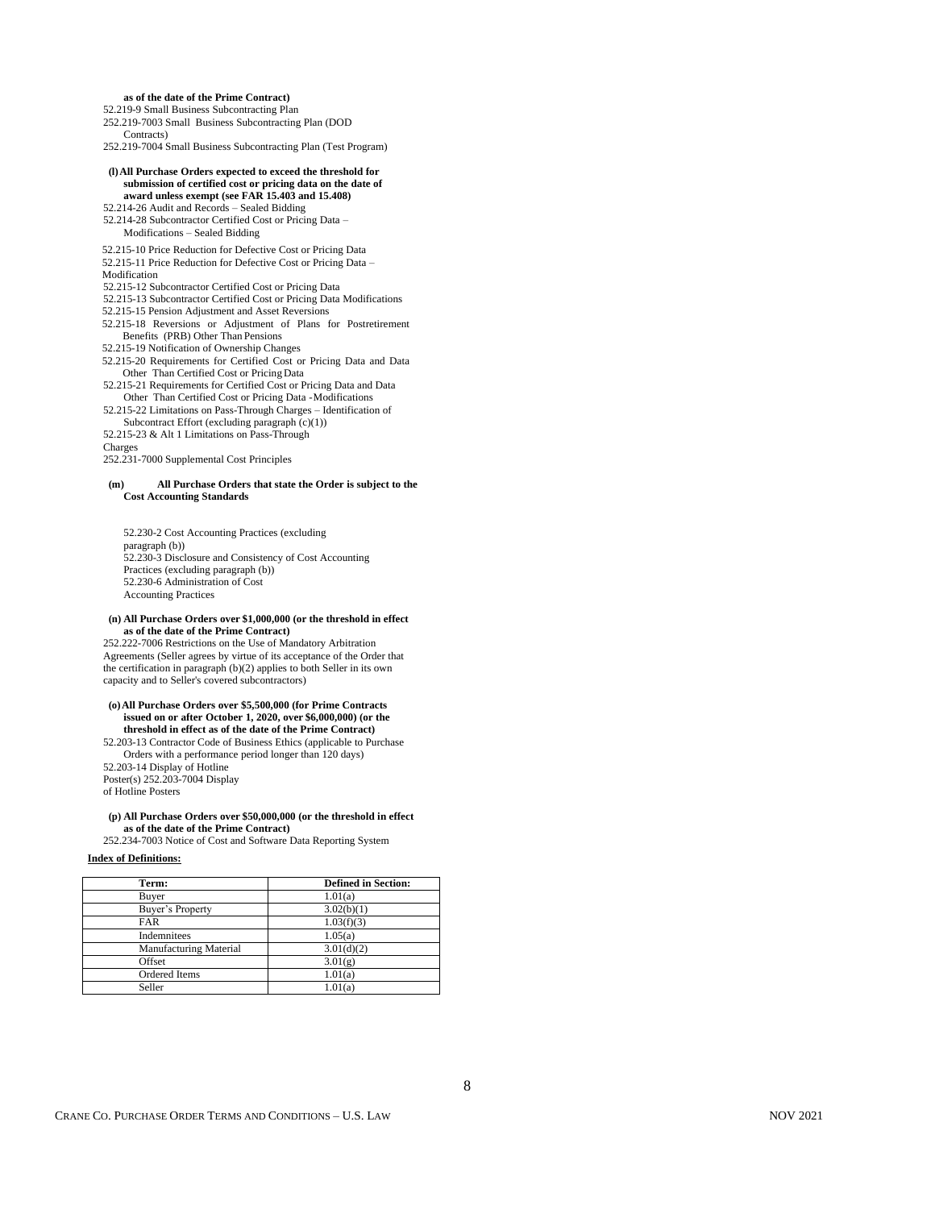**as of the date of the Prime Contract)**

52.219-9 Small Business Subcontracting Plan
252.219-7003 Small Business Subcontracting Plan (DOD Contracts)
252.219-7004 Small Business Subcontracting Plan (Test Program)

**(l) All Purchase Orders expected to exceed the threshold for submission of certified cost or pricing data on the date of award unless exempt (see FAR 15.403 and 15.408)**

52.214-26 Audit and Records – Sealed Bidding
52.214-28 Subcontractor Certified Cost or Pricing Data – Modifications – Sealed Bidding
52.215-10 Price Reduction for Defective Cost or Pricing Data
52.215-11 Price Reduction for Defective Cost or Pricing Data – Modification
52.215-12 Subcontractor Certified Cost or Pricing Data
52.215-13 Subcontractor Certified Cost or Pricing Data Modifications
52.215-15 Pension Adjustment and Asset Reversions
52.215-18 Reversions or Adjustment of Plans for Postretirement Benefits (PRB) Other Than Pensions
52.215-19 Notification of Ownership Changes
52.215-20 Requirements for Certified Cost or Pricing Data and Data Other Than Certified Cost or Pricing Data
52.215-21 Requirements for Certified Cost or Pricing Data and Data Other Than Certified Cost or Pricing Data - Modifications
52.215-22 Limitations on Pass-Through Charges – Identification of Subcontract Effort (excluding paragraph (c)(1))
52.215-23 & Alt 1 Limitations on Pass-Through Charges
252.231-7000 Supplemental Cost Principles

**(m) All Purchase Orders that state the Order is subject to the Cost Accounting Standards**

52.230-2 Cost Accounting Practices (excluding paragraph (b))
52.230-3 Disclosure and Consistency of Cost Accounting Practices (excluding paragraph (b))
52.230-6 Administration of Cost Accounting Practices

**(n) All Purchase Orders over $1,000,000 (or the threshold in effect as of the date of the Prime Contract)**

252.222-7006 Restrictions on the Use of Mandatory Arbitration Agreements (Seller agrees by virtue of its acceptance of the Order that the certification in paragraph (b)(2) applies to both Seller in its own capacity and to Seller's covered subcontractors)

**(o) All Purchase Orders over $5,500,000 (for Prime Contracts issued on or after October 1, 2020, over $6,000,000) (or the threshold in effect as of the date of the Prime Contract)**

52.203-13 Contractor Code of Business Ethics (applicable to Purchase Orders with a performance period longer than 120 days)
52.203-14 Display of Hotline Poster(s) 252.203-7004 Display of Hotline Posters

**(p) All Purchase Orders over $50,000,000 (or the threshold in effect as of the date of the Prime Contract)**

252.234-7003 Notice of Cost and Software Data Reporting System

**Index of Definitions:**

| Term: | Defined in Section: |
|---|---|
| Buyer | 1.01(a) |
| Buyer's Property | 3.02(b)(1) |
| FAR | 1.03(f)(3) |
| Indemnitees | 1.05(a) |
| Manufacturing Material | 3.01(d)(2) |
| Offset | 3.01(g) |
| Ordered Items | 1.01(a) |
| Seller | 1.01(a) |